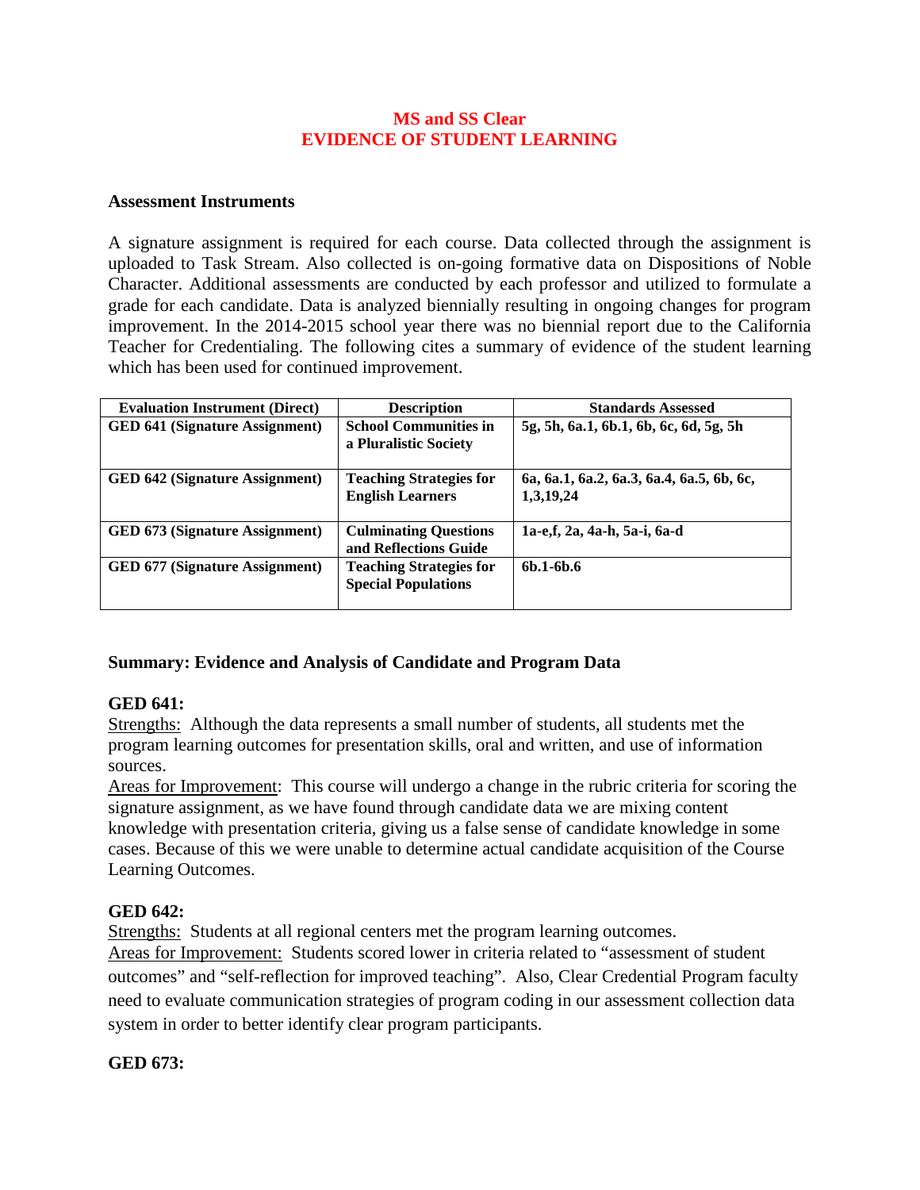# MS and SS Clear
# EVIDENCE OF STUDENT LEARNING

**Assessment Instruments**

A signature assignment is required for each course. Data collected through the assignment is uploaded to Task Stream. Also collected is on-going formative data on Dispositions of Noble Character. Additional assessments are conducted by each professor and utilized to formulate a grade for each candidate. Data is analyzed biennially resulting in ongoing changes for program improvement. In the 2014-2015 school year there was no biennial report due to the California Teacher for Credentialing. The following cites a summary of evidence of the student learning which has been used for continued improvement.

| Evaluation Instrument (Direct) | Description | Standards Assessed |
|---|---|---|
| **GED 641 (Signature Assignment)** | **School Communities in a Pluralistic Society** | **5g, 5h, 6a.1, 6b.1, 6b, 6c, 6d, 5g, 5h** |
| **GED 642 (Signature Assignment)** | **Teaching Strategies for English Learners** | **6a, 6a.1, 6a.2, 6a.3, 6a.4, 6a.5, 6b, 6c, 1,3,19,24** |
| **GED 673 (Signature Assignment)** | **Culminating Questions and Reflections Guide** | **1a-e,f, 2a, 4a-h, 5a-i, 6a-d** |
| **GED 677 (Signature Assignment)** | **Teaching Strategies for Special Populations** | **6b.1-6b.6** |

**Summary: Evidence and Analysis of Candidate and Program Data**

**GED 641:**

Strengths: Although the data represents a small number of students, all students met the program learning outcomes for presentation skills, oral and written, and use of information sources.

Areas for Improvement: This course will undergo a change in the rubric criteria for scoring the signature assignment, as we have found through candidate data we are mixing content knowledge with presentation criteria, giving us a false sense of candidate knowledge in some cases. Because of this we were unable to determine actual candidate acquisition of the Course Learning Outcomes.

**GED 642:**

Strengths: Students at all regional centers met the program learning outcomes.

Areas for Improvement: Students scored lower in criteria related to "assessment of student outcomes" and "self-reflection for improved teaching". Also, Clear Credential Program faculty need to evaluate communication strategies of program coding in our assessment collection data system in order to better identify clear program participants.

**GED 673:**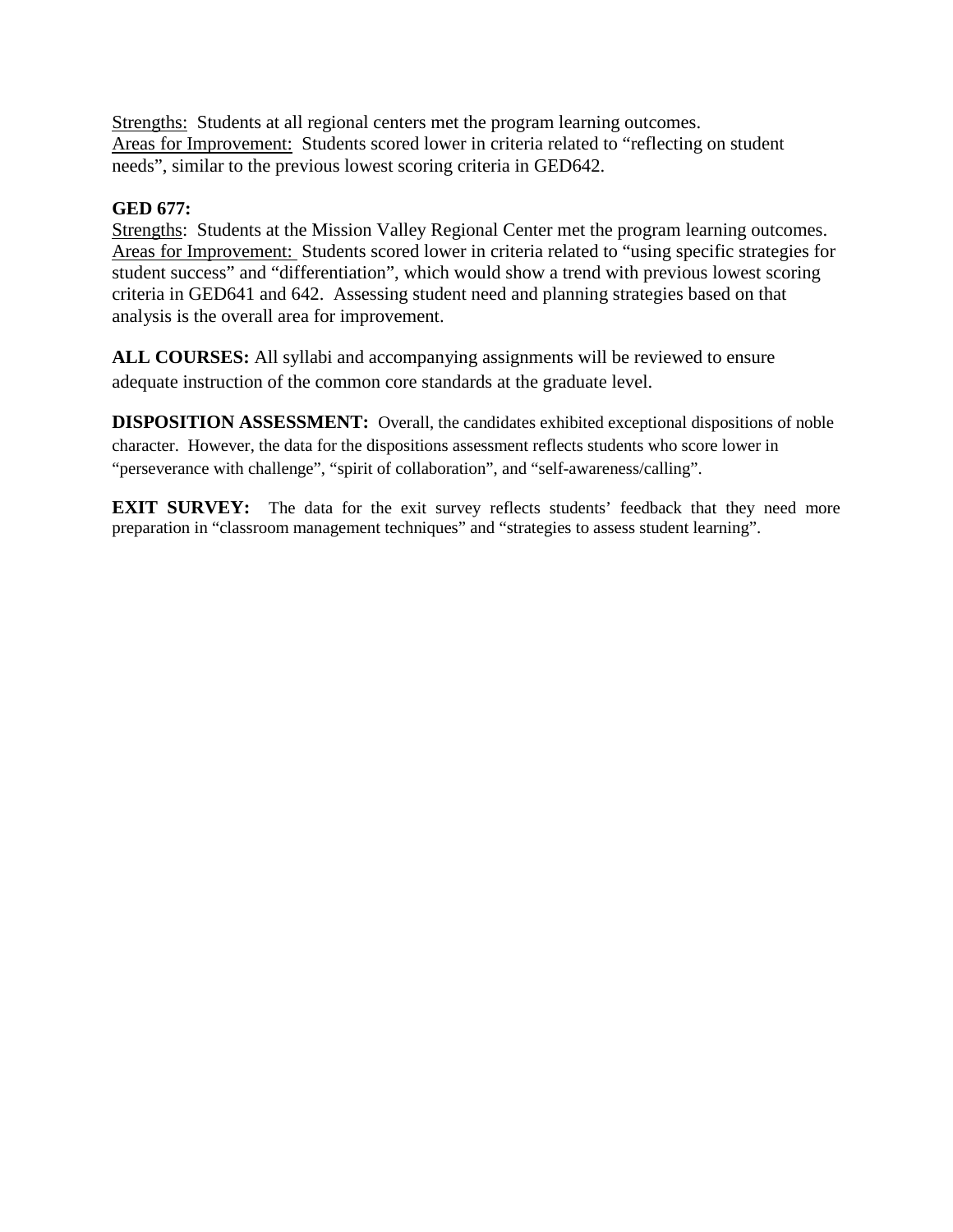<u>Strengths:</u> Students at all regional centers met the program learning outcomes.
<u>Areas for Improvement:</u> Students scored lower in criteria related to "reflecting on student needs", similar to the previous lowest scoring criteria in GED642.

**GED 677:**
<u>Strengths</u>: Students at the Mission Valley Regional Center met the program learning outcomes.
<u>Areas for Improvement:</u> Students scored lower in criteria related to "using specific strategies for student success" and "differentiation", which would show a trend with previous lowest scoring criteria in GED641 and 642. Assessing student need and planning strategies based on that analysis is the overall area for improvement.

**ALL COURSES:** All syllabi and accompanying assignments will be reviewed to ensure adequate instruction of the common core standards at the graduate level.

**DISPOSITION ASSESSMENT:** Overall, the candidates exhibited exceptional dispositions of noble character. However, the data for the dispositions assessment reflects students who score lower in "perseverance with challenge", "spirit of collaboration", and "self-awareness/calling".

**EXIT SURVEY:** The data for the exit survey reflects students' feedback that they need more preparation in "classroom management techniques" and "strategies to assess student learning".